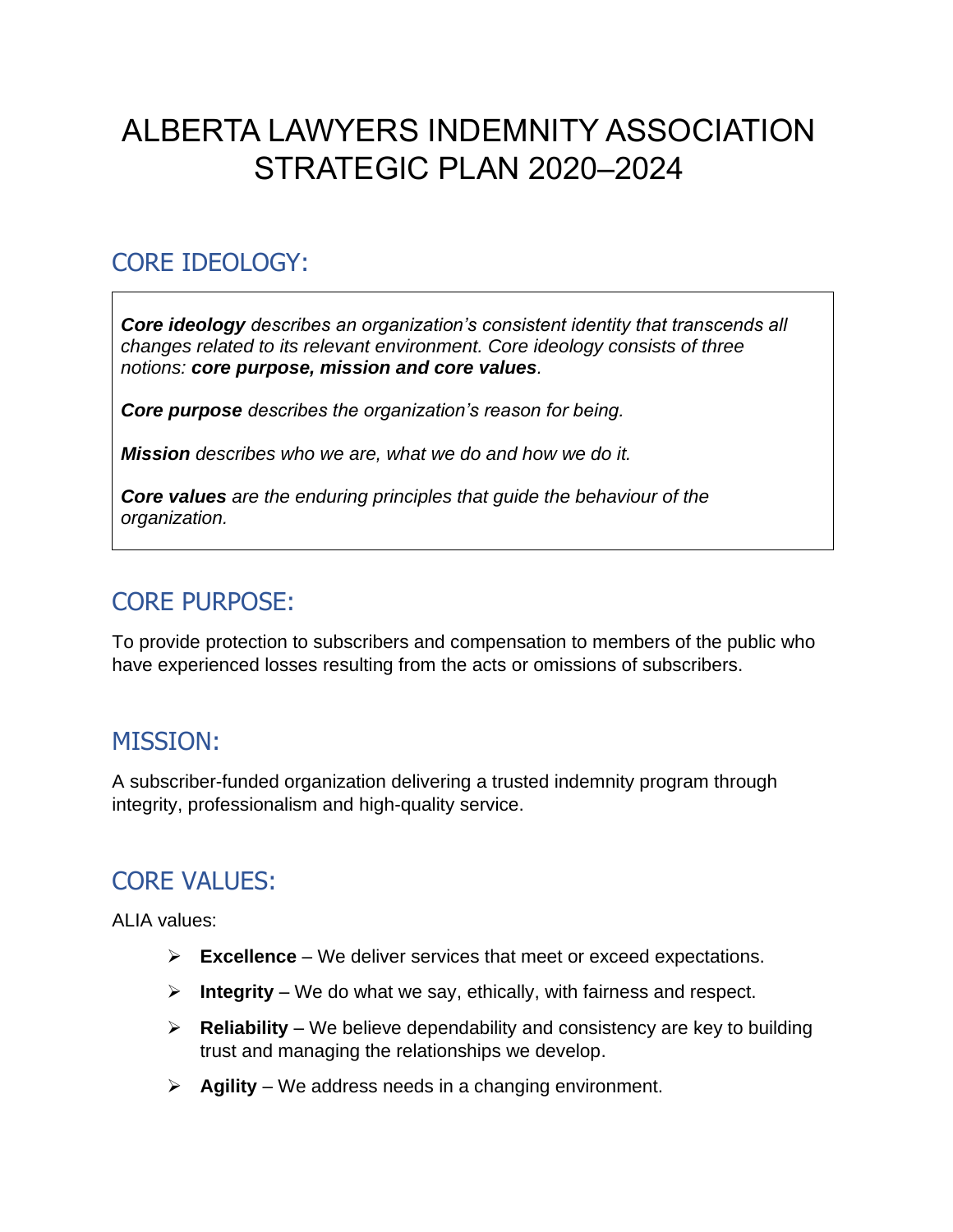# ALBERTA LAWYERS INDEMNITY ASSOCIATION STRATEGIC PLAN 2020–2024

## CORE IDEOLOGY:

***Core ideology** describes an organization's consistent identity that transcends all changes related to its relevant environment. Core ideology consists of three notions: **core purpose, mission and core values**.*

***Core purpose** describes the organization's reason for being.*

***Mission** describes who we are, what we do and how we do it.*

***Core values** are the enduring principles that guide the behaviour of the organization.*

## CORE PURPOSE:

To provide protection to subscribers and compensation to members of the public who have experienced losses resulting from the acts or omissions of subscribers.

## MISSION:

A subscriber-funded organization delivering a trusted indemnity program through integrity, professionalism and high-quality service.

## CORE VALUES:

ALIA values:

- **Excellence** – We deliver services that meet or exceed expectations.
- **Integrity** – We do what we say, ethically, with fairness and respect.
- **Reliability** – We believe dependability and consistency are key to building trust and managing the relationships we develop.
- **Agility** – We address needs in a changing environment.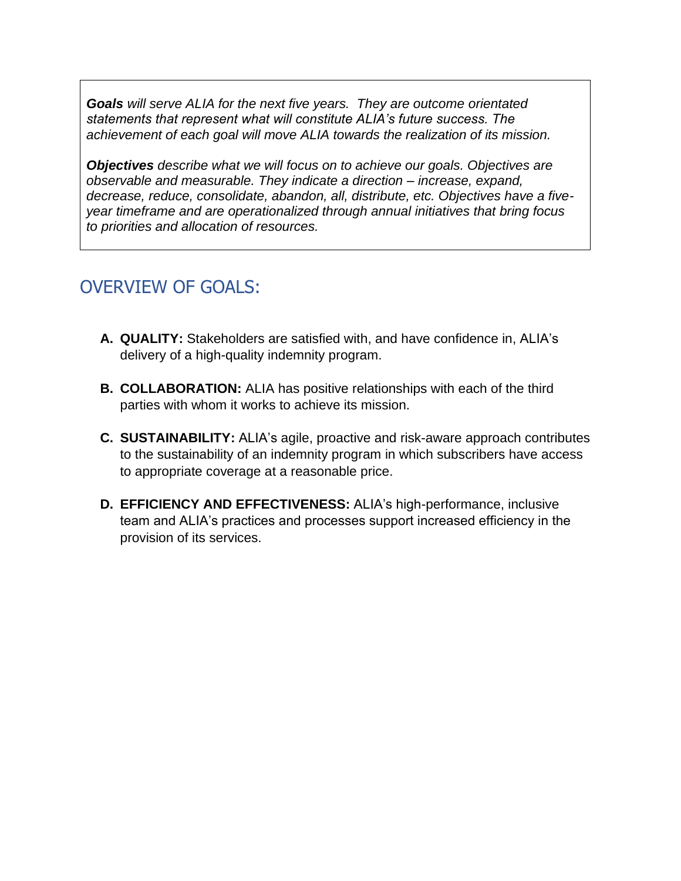***Goals*** *will serve ALIA for the next five years. They are outcome orientated statements that represent what will constitute ALIA's future success. The achievement of each goal will move ALIA towards the realization of its mission.*

***Objectives*** *describe what we will focus on to achieve our goals. Objectives are observable and measurable. They indicate a direction – increase, expand, decrease, reduce, consolidate, abandon, all, distribute, etc. Objectives have a five-year timeframe and are operationalized through annual initiatives that bring focus to priorities and allocation of resources.*

## OVERVIEW OF GOALS:

- **A. QUALITY:** Stakeholders are satisfied with, and have confidence in, ALIA's delivery of a high-quality indemnity program.
- **B. COLLABORATION:** ALIA has positive relationships with each of the third parties with whom it works to achieve its mission.
- **C. SUSTAINABILITY:** ALIA's agile, proactive and risk-aware approach contributes to the sustainability of an indemnity program in which subscribers have access to appropriate coverage at a reasonable price.
- **D. EFFICIENCY AND EFFECTIVENESS:** ALIA's high-performance, inclusive team and ALIA's practices and processes support increased efficiency in the provision of its services.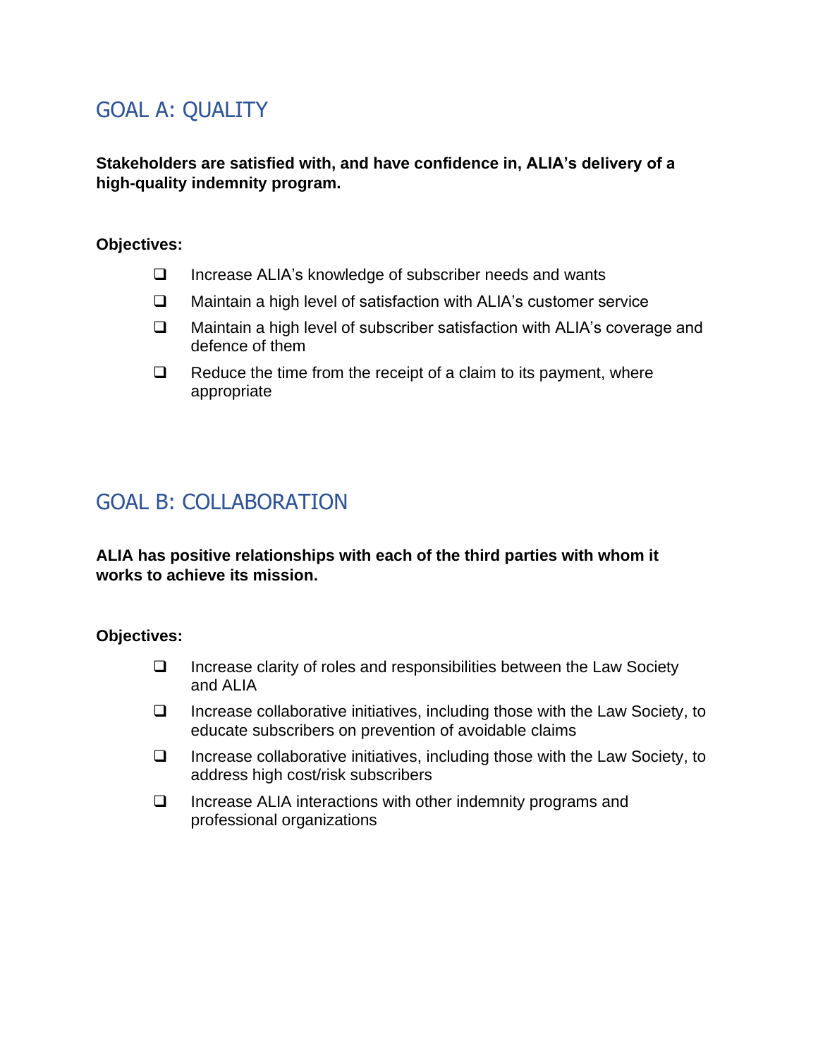## GOAL A: QUALITY

**Stakeholders are satisfied with, and have confidence in, ALIA's delivery of a high-quality indemnity program.**

**Objectives:**

- Increase ALIA's knowledge of subscriber needs and wants
- Maintain a high level of satisfaction with ALIA's customer service
- Maintain a high level of subscriber satisfaction with ALIA's coverage and defence of them
- Reduce the time from the receipt of a claim to its payment, where appropriate

## GOAL B: COLLABORATION

**ALIA has positive relationships with each of the third parties with whom it works to achieve its mission.**

**Objectives:**

- Increase clarity of roles and responsibilities between the Law Society and ALIA
- Increase collaborative initiatives, including those with the Law Society, to educate subscribers on prevention of avoidable claims
- Increase collaborative initiatives, including those with the Law Society, to address high cost/risk subscribers
- Increase ALIA interactions with other indemnity programs and professional organizations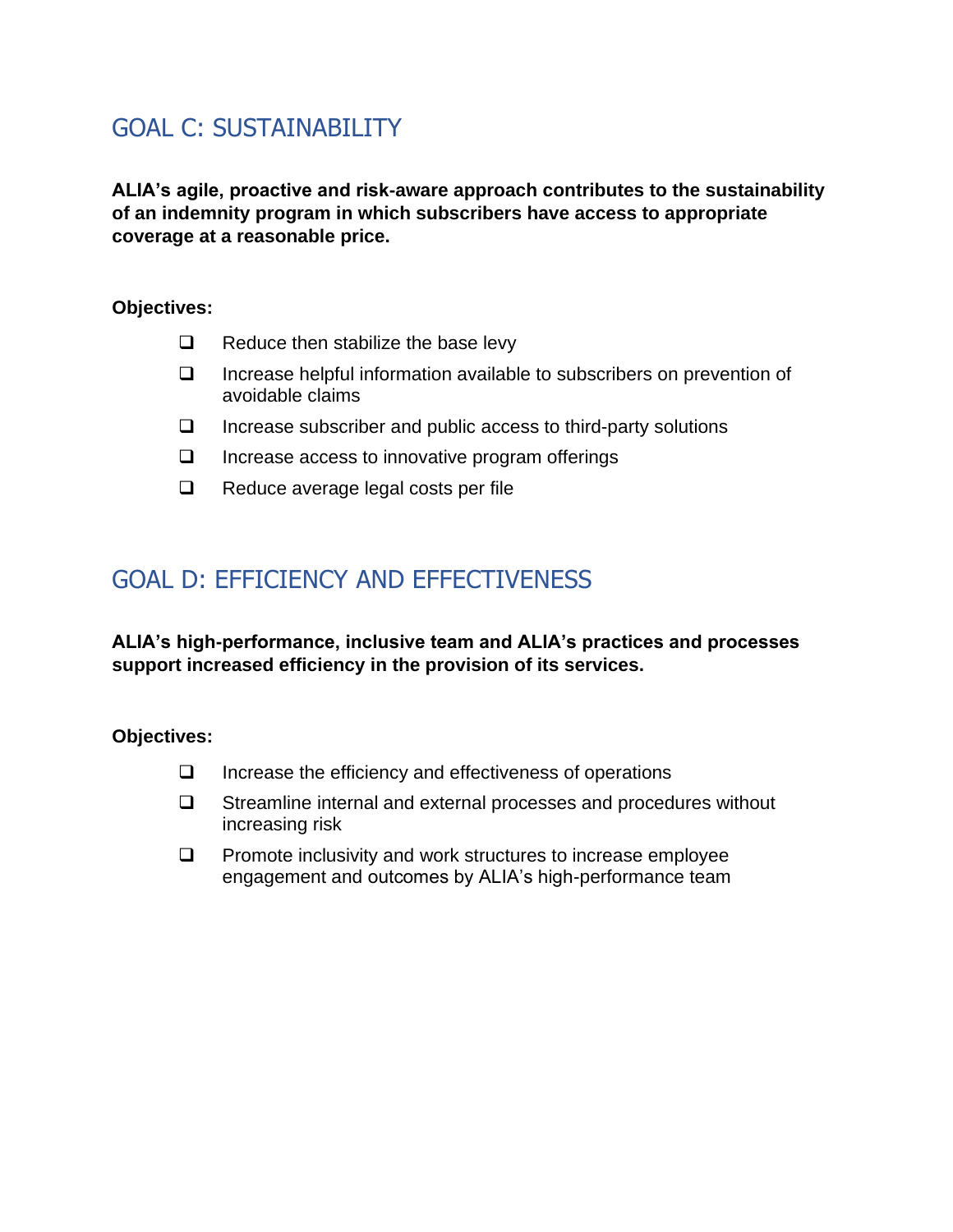## GOAL C: SUSTAINABILITY

**ALIA's agile, proactive and risk-aware approach contributes to the sustainability of an indemnity program in which subscribers have access to appropriate coverage at a reasonable price.**

**Objectives:**

- ❑ Reduce then stabilize the base levy
- ❑ Increase helpful information available to subscribers on prevention of avoidable claims
- ❑ Increase subscriber and public access to third-party solutions
- ❑ Increase access to innovative program offerings
- ❑ Reduce average legal costs per file

## GOAL D: EFFICIENCY AND EFFECTIVENESS

**ALIA's high-performance, inclusive team and ALIA's practices and processes support increased efficiency in the provision of its services.**

**Objectives:**

- ❑ Increase the efficiency and effectiveness of operations
- ❑ Streamline internal and external processes and procedures without increasing risk
- ❑ Promote inclusivity and work structures to increase employee engagement and outcomes by ALIA's high-performance team